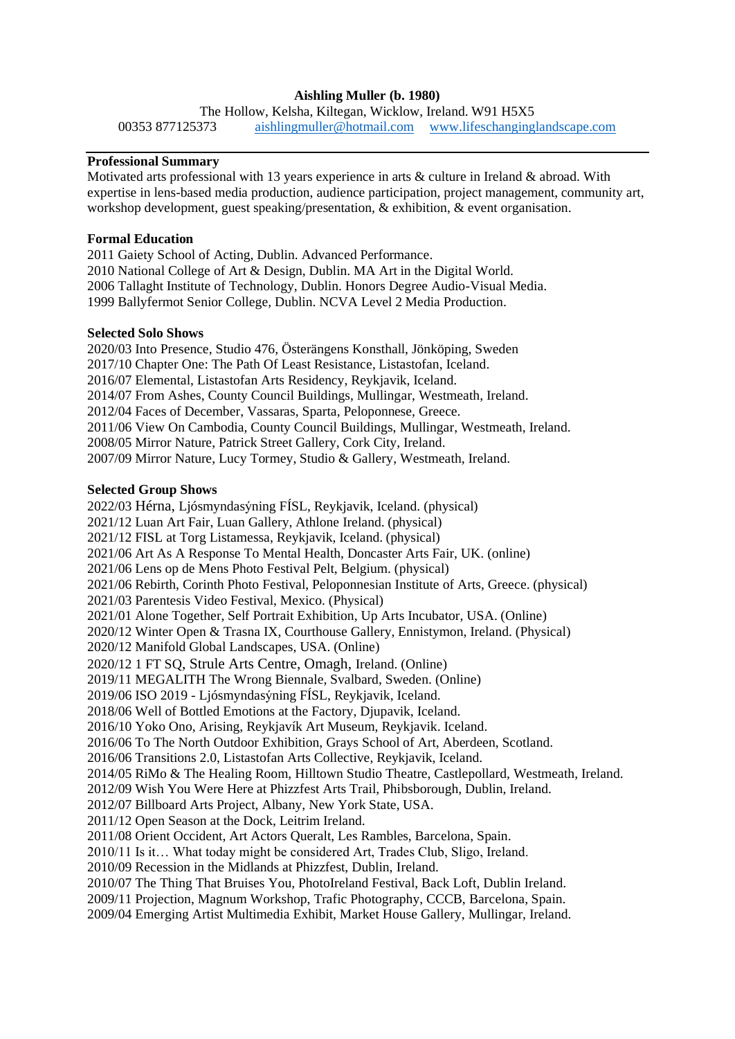**Aishling Muller (b. 1980)**

The Hollow, Kelsha, Kiltegan, Wicklow, Ireland. W91 H5X5
00353 877125373 aishlingmuller@hotmail.com www.lifeschanginglandscape.com

---

**Professional Summary**

Motivated arts professional with 13 years experience in arts & culture in Ireland & abroad. With expertise in lens-based media production, audience participation, project management, community art, workshop development, guest speaking/presentation, & exhibition, & event organisation.

**Formal Education**

2011 Gaiety School of Acting, Dublin. Advanced Performance.
2010 National College of Art & Design, Dublin. MA Art in the Digital World.
2006 Tallaght Institute of Technology, Dublin. Honors Degree Audio-Visual Media.
1999 Ballyfermot Senior College, Dublin. NCVA Level 2 Media Production.

**Selected Solo Shows**

2020/03 Into Presence, Studio 476, Österängens Konsthall, Jönköping, Sweden
2017/10 Chapter One: The Path Of Least Resistance, Listastofan, Iceland.
2016/07 Elemental, Listastofan Arts Residency, Reykjavik, Iceland.
2014/07 From Ashes, County Council Buildings, Mullingar, Westmeath, Ireland.
2012/04 Faces of December, Vassaras, Sparta, Peloponnese, Greece.
2011/06 View On Cambodia, County Council Buildings, Mullingar, Westmeath, Ireland.
2008/05 Mirror Nature, Patrick Street Gallery, Cork City, Ireland.
2007/09 Mirror Nature, Lucy Tormey, Studio & Gallery, Westmeath, Ireland.

**Selected Group Shows**

2022/03 Hérna, Ljósmyndasýning FÍSL, Reykjavik, Iceland. (physical)
2021/12 Luan Art Fair, Luan Gallery, Athlone Ireland. (physical)
2021/12 FISL at Torg Listamessa, Reykjavik, Iceland. (physical)
2021/06 Art As A Response To Mental Health, Doncaster Arts Fair, UK. (online)
2021/06 Lens op de Mens Photo Festival Pelt, Belgium. (physical)
2021/06 Rebirth, Corinth Photo Festival, Peloponnesian Institute of Arts, Greece. (physical)
2021/03 Parentesis Video Festival, Mexico. (Physical)
2021/01 Alone Together, Self Portrait Exhibition, Up Arts Incubator, USA. (Online)
2020/12 Winter Open & Trasna IX, Courthouse Gallery, Ennistymon, Ireland. (Physical)
2020/12 Manifold Global Landscapes, USA. (Online)
2020/12 1 FT SQ, Strule Arts Centre, Omagh, Ireland. (Online)
2019/11 MEGALITH The Wrong Biennale, Svalbard, Sweden. (Online)
2019/06 ISO 2019 - Ljósmyndasýning FÍSL, Reykjavik, Iceland.
2018/06 Well of Bottled Emotions at the Factory, Djupavik, Iceland.
2016/10 Yoko Ono, Arising, Reykjavík Art Museum, Reykjavik. Iceland.
2016/06 To The North Outdoor Exhibition, Grays School of Art, Aberdeen, Scotland.
2016/06 Transitions 2.0, Listastofan Arts Collective, Reykjavik, Iceland.
2014/05 RiMo & The Healing Room, Hilltown Studio Theatre, Castlepollard, Westmeath, Ireland.
2012/09 Wish You Were Here at Phizzfest Arts Trail, Phibsborough, Dublin, Ireland.
2012/07 Billboard Arts Project, Albany, New York State, USA.
2011/12 Open Season at the Dock, Leitrim Ireland.
2011/08 Orient Occident, Art Actors Queralt, Les Rambles, Barcelona, Spain.
2010/11 Is it… What today might be considered Art, Trades Club, Sligo, Ireland.
2010/09 Recession in the Midlands at Phizzfest, Dublin, Ireland.
2010/07 The Thing That Bruises You, PhotoIreland Festival, Back Loft, Dublin Ireland.
2009/11 Projection, Magnum Workshop, Trafic Photography, CCCB, Barcelona, Spain.
2009/04 Emerging Artist Multimedia Exhibit, Market House Gallery, Mullingar, Ireland.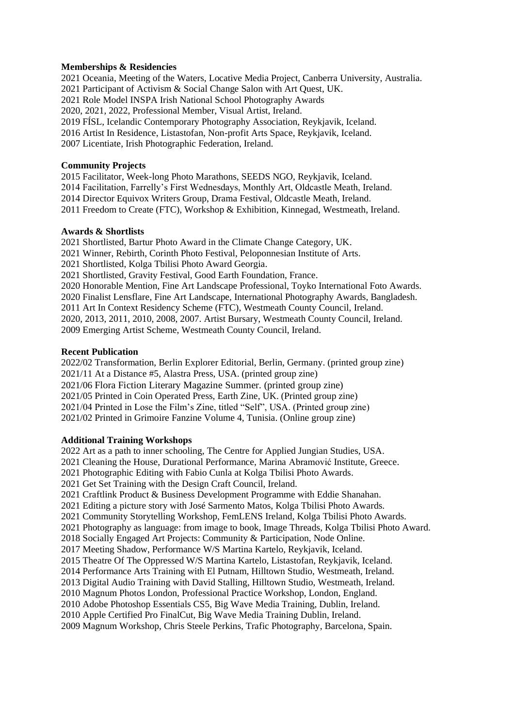**Memberships & Residencies**

2021 Oceania, Meeting of the Waters, Locative Media Project, Canberra University, Australia.
2021 Participant of Activism & Social Change Salon with Art Quest, UK.
2021 Role Model INSPA Irish National School Photography Awards
2020, 2021, 2022, Professional Member, Visual Artist, Ireland.
2019 FÍSL, Icelandic Contemporary Photography Association, Reykjavik, Iceland.
2016 Artist In Residence, Listastofan, Non-profit Arts Space, Reykjavik, Iceland.
2007 Licentiate, Irish Photographic Federation, Ireland.

**Community Projects**

2015 Facilitator, Week-long Photo Marathons, SEEDS NGO, Reykjavik, Iceland.
2014 Facilitation, Farrelly's First Wednesdays, Monthly Art, Oldcastle Meath, Ireland.
2014 Director Equivox Writers Group, Drama Festival, Oldcastle Meath, Ireland.
2011 Freedom to Create (FTC), Workshop & Exhibition, Kinnegad, Westmeath, Ireland.

**Awards & Shortlists**

2021 Shortlisted, Bartur Photo Award in the Climate Change Category, UK.
2021 Winner, Rebirth, Corinth Photo Festival, Peloponnesian Institute of Arts.
2021 Shortlisted, Kolga Tbilisi Photo Award Georgia.
2021 Shortlisted, Gravity Festival, Good Earth Foundation, France.
2020 Honorable Mention, Fine Art Landscape Professional, Toyko International Foto Awards.
2020 Finalist Lensflare, Fine Art Landscape, International Photography Awards, Bangladesh.
2011 Art In Context Residency Scheme (FTC), Westmeath County Council, Ireland.
2020, 2013, 2011, 2010, 2008, 2007. Artist Bursary, Westmeath County Council, Ireland.
2009 Emerging Artist Scheme, Westmeath County Council, Ireland.

**Recent Publication**

2022/02 Transformation, Berlin Explorer Editorial, Berlin, Germany. (printed group zine)
2021/11 At a Distance #5, Alastra Press, USA. (printed group zine)
2021/06 Flora Fiction Literary Magazine Summer. (printed group zine)
2021/05 Printed in Coin Operated Press, Earth Zine, UK. (Printed group zine)
2021/04 Printed in Lose the Film's Zine, titled "Self", USA. (Printed group zine)
2021/02 Printed in Grimoire Fanzine Volume 4, Tunisia. (Online group zine)

**Additional Training Workshops**

2022 Art as a path to inner schooling, The Centre for Applied Jungian Studies, USA.
2021 Cleaning the House, Durational Performance, Marina Abramović Institute, Greece.
2021 Photographic Editing with Fabio Cunla at Kolga Tbilisi Photo Awards.
2021 Get Set Training with the Design Craft Council, Ireland.
2021 Craftlink Product & Business Development Programme with Eddie Shanahan.
2021 Editing a picture story with José Sarmento Matos, Kolga Tbilisi Photo Awards.
2021 Community Storytelling Workshop, FemLENS Ireland, Kolga Tbilisi Photo Awards.
2021 Photography as language: from image to book, Image Threads, Kolga Tbilisi Photo Award.
2018 Socially Engaged Art Projects: Community & Participation, Node Online.
2017 Meeting Shadow, Performance W/S Martina Kartelo, Reykjavik, Iceland.
2015 Theatre Of The Oppressed W/S Martina Kartelo, Listastofan, Reykjavik, Iceland.
2014 Performance Arts Training with El Putnam, Hilltown Studio, Westmeath, Ireland.
2013 Digital Audio Training with David Stalling, Hilltown Studio, Westmeath, Ireland.
2010 Magnum Photos London, Professional Practice Workshop, London, England.
2010 Adobe Photoshop Essentials CS5, Big Wave Media Training, Dublin, Ireland.
2010 Apple Certified Pro FinalCut, Big Wave Media Training Dublin, Ireland.
2009 Magnum Workshop, Chris Steele Perkins, Trafic Photography, Barcelona, Spain.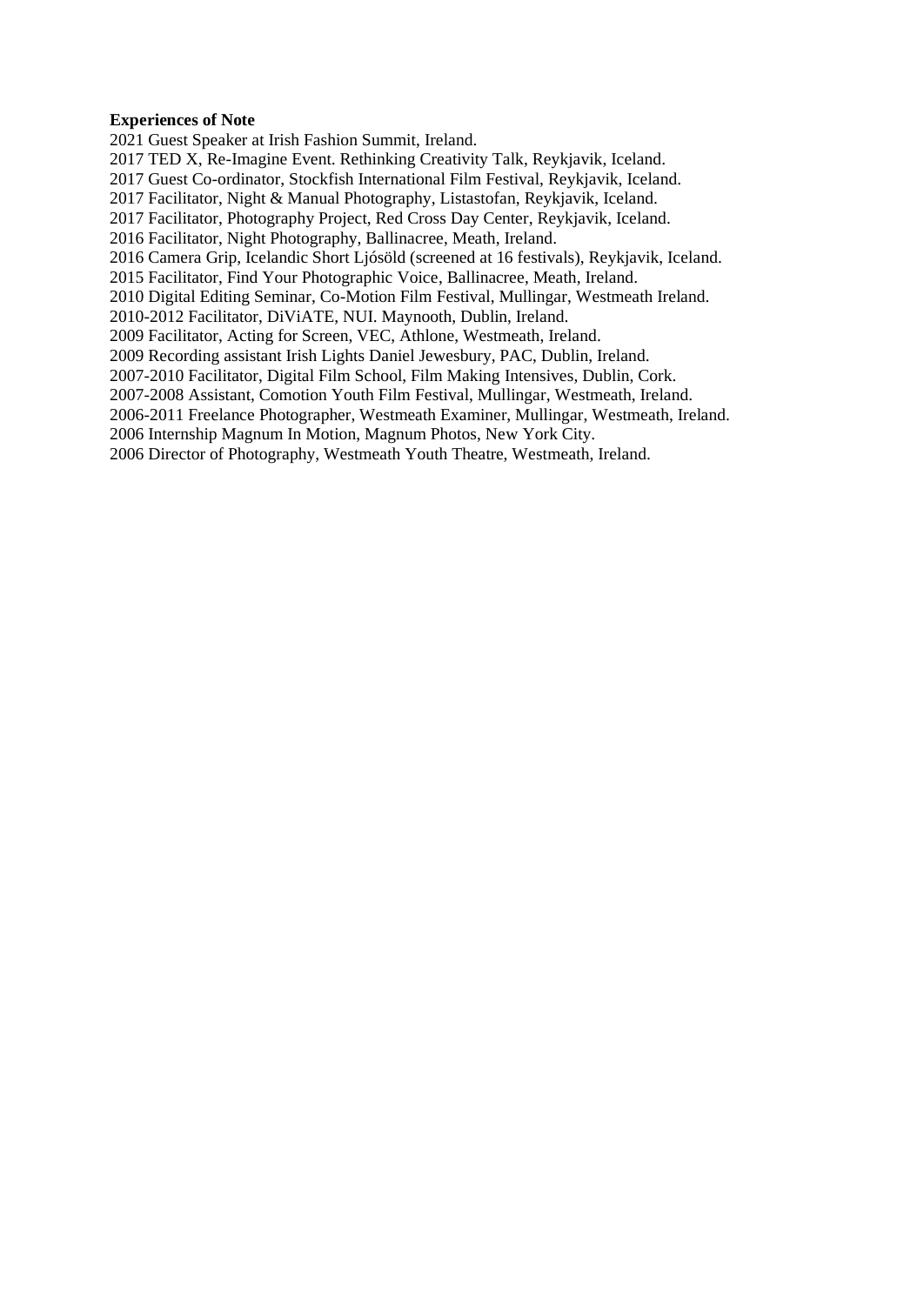**Experiences of Note**

2021 Guest Speaker at Irish Fashion Summit, Ireland.
2017 TED X, Re-Imagine Event. Rethinking Creativity Talk, Reykjavik, Iceland.
2017 Guest Co-ordinator, Stockfish International Film Festival, Reykjavik, Iceland.
2017 Facilitator, Night & Manual Photography, Listastofan, Reykjavik, Iceland.
2017 Facilitator, Photography Project, Red Cross Day Center, Reykjavik, Iceland.
2016 Facilitator, Night Photography, Ballinacree, Meath, Ireland.
2016 Camera Grip, Icelandic Short Ljósöld (screened at 16 festivals), Reykjavik, Iceland.
2015 Facilitator, Find Your Photographic Voice, Ballinacree, Meath, Ireland.
2010 Digital Editing Seminar, Co-Motion Film Festival, Mullingar, Westmeath Ireland.
2010-2012 Facilitator, DiViATE, NUI. Maynooth, Dublin, Ireland.
2009 Facilitator, Acting for Screen, VEC, Athlone, Westmeath, Ireland.
2009 Recording assistant Irish Lights Daniel Jewesbury, PAC, Dublin, Ireland.
2007-2010 Facilitator, Digital Film School, Film Making Intensives, Dublin, Cork.
2007-2008 Assistant, Comotion Youth Film Festival, Mullingar, Westmeath, Ireland.
2006-2011 Freelance Photographer, Westmeath Examiner, Mullingar, Westmeath, Ireland.
2006 Internship Magnum In Motion, Magnum Photos, New York City.
2006 Director of Photography, Westmeath Youth Theatre, Westmeath, Ireland.